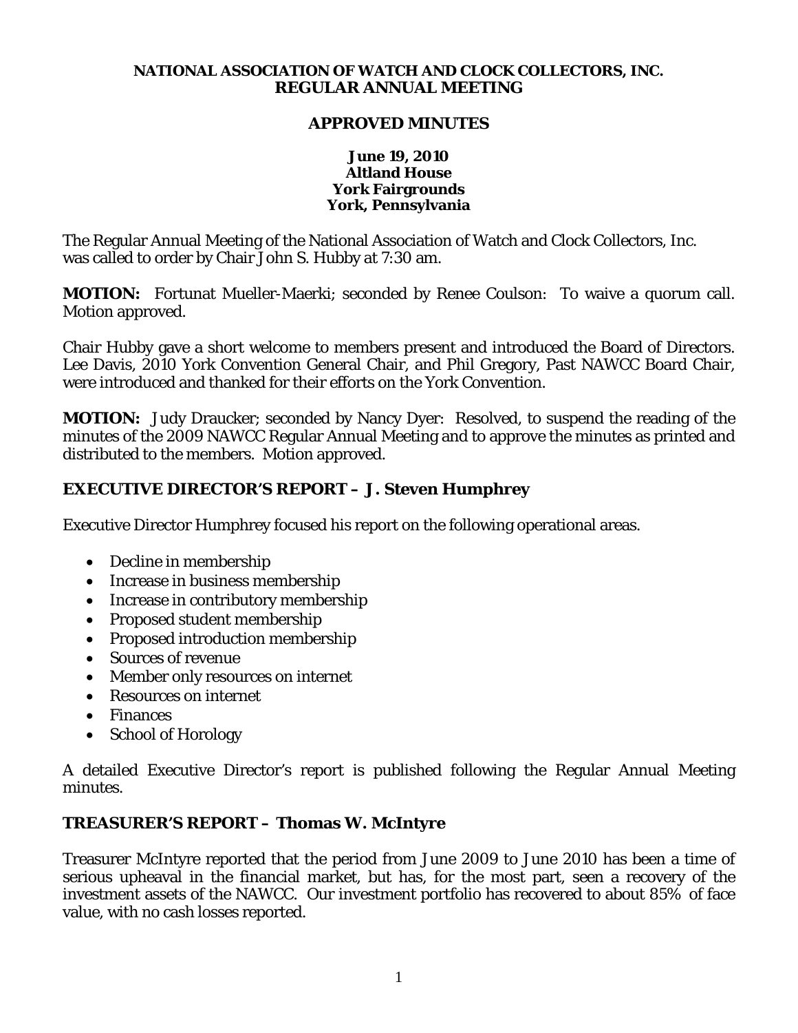**NATIONAL ASSOCIATION OF WATCH AND CLOCK COLLECTORS, INC.**
**REGULAR ANNUAL MEETING**

# APPROVED MINUTES

**June 19, 2010**
**Altland House**
**York Fairgrounds**
**York, Pennsylvania**

The Regular Annual Meeting of the National Association of Watch and Clock Collectors, Inc. was called to order by Chair John S. Hubby at 7:30 am.

**MOTION:** Fortunat Mueller-Maerki; seconded by Renee Coulson: To waive a quorum call. Motion approved.

Chair Hubby gave a short welcome to members present and introduced the Board of Directors. Lee Davis, 2010 York Convention General Chair, and Phil Gregory, Past NAWCC Board Chair, were introduced and thanked for their efforts on the York Convention.

**MOTION:** Judy Draucker; seconded by Nancy Dyer: Resolved, to suspend the reading of the minutes of the 2009 NAWCC Regular Annual Meeting and to approve the minutes as printed and distributed to the members. Motion approved.

## EXECUTIVE DIRECTOR'S REPORT – J. Steven Humphrey

Executive Director Humphrey focused his report on the following operational areas.

- Decline in membership
- Increase in business membership
- Increase in contributory membership
- Proposed student membership
- Proposed introduction membership
- Sources of revenue
- Member only resources on internet
- Resources on internet
- Finances
- School of Horology

A detailed Executive Director's report is published following the Regular Annual Meeting minutes.

## TREASURER'S REPORT – Thomas W. McIntyre

Treasurer McIntyre reported that the period from June 2009 to June 2010 has been a time of serious upheaval in the financial market, but has, for the most part, seen a recovery of the investment assets of the NAWCC. Our investment portfolio has recovered to about 85% of face value, with no cash losses reported.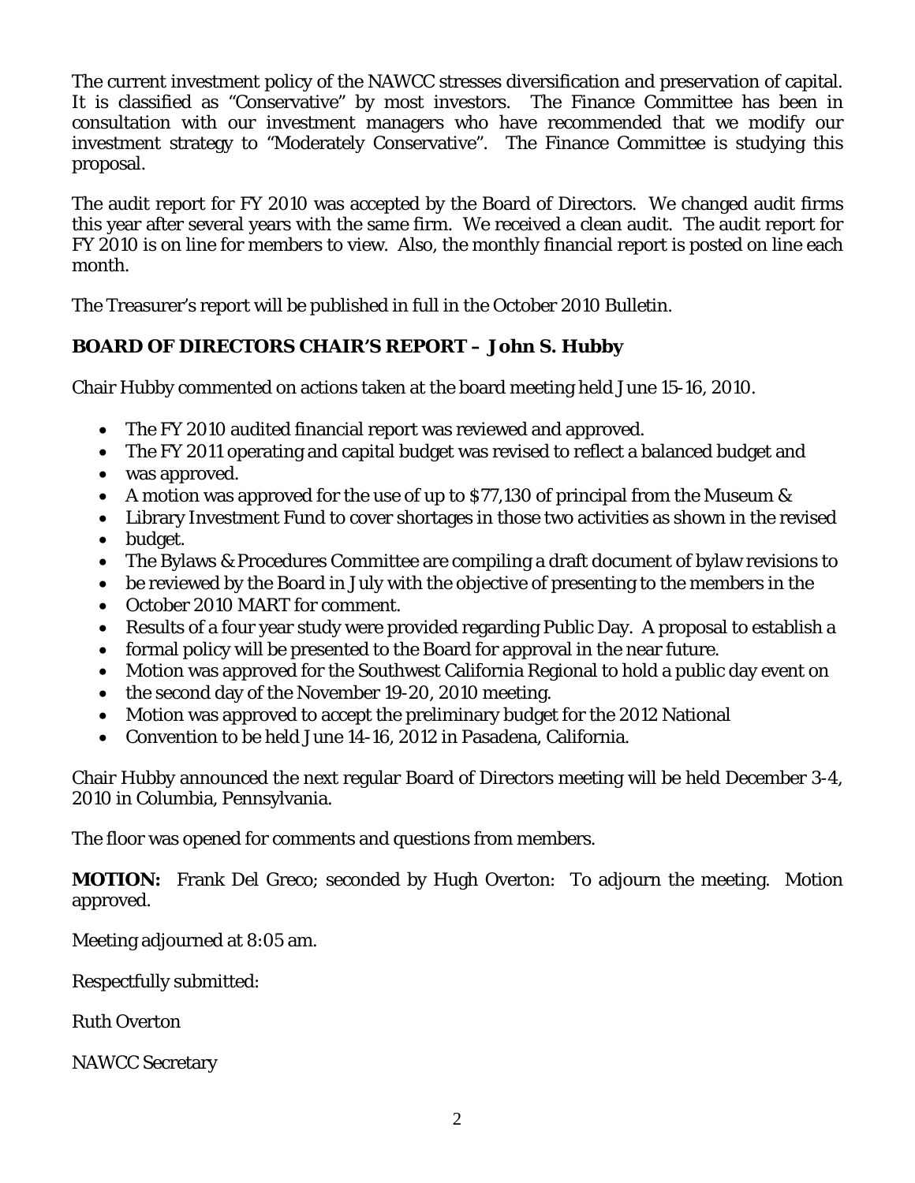The current investment policy of the NAWCC stresses diversification and preservation of capital. It is classified as "Conservative" by most investors. The Finance Committee has been in consultation with our investment managers who have recommended that we modify our investment strategy to "Moderately Conservative". The Finance Committee is studying this proposal.

The audit report for FY 2010 was accepted by the Board of Directors. We changed audit firms this year after several years with the same firm. We received a clean audit. The audit report for FY 2010 is on line for members to view. Also, the monthly financial report is posted on line each month.

The Treasurer's report will be published in full in the October 2010 Bulletin.

## BOARD OF DIRECTORS CHAIR'S REPORT – John S. Hubby

Chair Hubby commented on actions taken at the board meeting held June 15-16, 2010.

- The FY 2010 audited financial report was reviewed and approved.
- The FY 2011 operating and capital budget was revised to reflect a balanced budget and
- was approved.
- A motion was approved for the use of up to $77,130 of principal from the Museum &
- Library Investment Fund to cover shortages in those two activities as shown in the revised
- budget.
- The Bylaws & Procedures Committee are compiling a draft document of bylaw revisions to
- be reviewed by the Board in July with the objective of presenting to the members in the
- October 2010 MART for comment.
- Results of a four year study were provided regarding Public Day. A proposal to establish a
- formal policy will be presented to the Board for approval in the near future.
- Motion was approved for the Southwest California Regional to hold a public day event on
- the second day of the November 19-20, 2010 meeting.
- Motion was approved to accept the preliminary budget for the 2012 National
- Convention to be held June 14-16, 2012 in Pasadena, California.

Chair Hubby announced the next regular Board of Directors meeting will be held December 3-4, 2010 in Columbia, Pennsylvania.

The floor was opened for comments and questions from members.

**MOTION:** Frank Del Greco; seconded by Hugh Overton: To adjourn the meeting. Motion approved.

Meeting adjourned at 8:05 am.

Respectfully submitted:

Ruth Overton

NAWCC Secretary